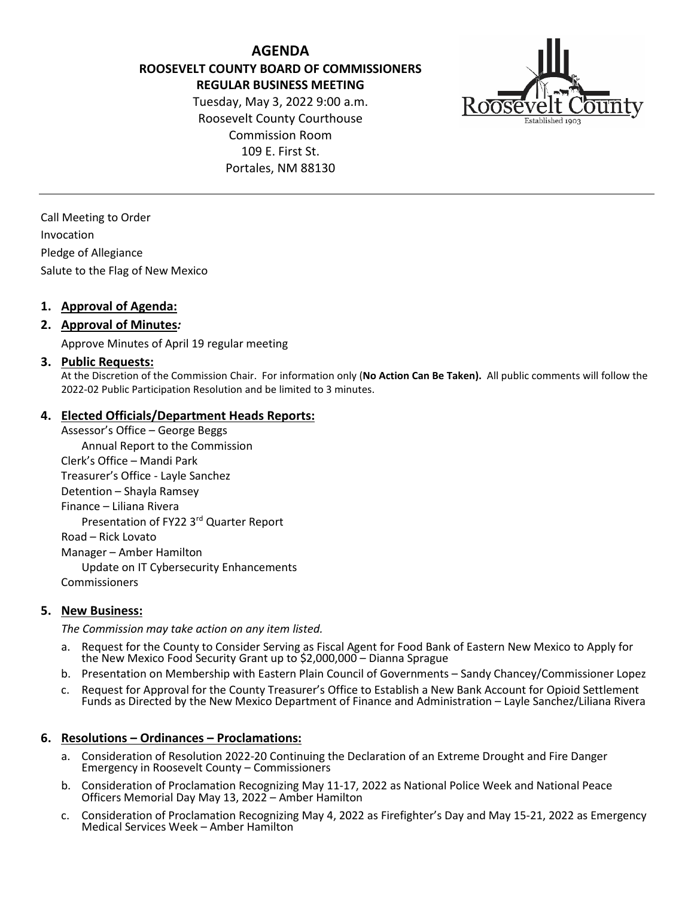# AGENDA

## ROOSEVELT COUNTY BOARD OF COMMISSIONERS

## REGULAR BUSINESS MEETING

Tuesday, May 3, 2022 9:00 a.m.
Roosevelt County Courthouse
Commission Room
109 E. First St.
Portales, NM 88130

---

Call Meeting to Order

Invocation

Pledge of Allegiance

Salute to the Flag of New Mexico

1. **Approval of Agenda:**
2. **Approval of Minutes*:***

   Approve Minutes of April 19 regular meeting
3. **Public Requests:**

   At the Discretion of the Commission Chair. For information only (**No Action Can Be Taken).** All public comments will follow the 2022-02 Public Participation Resolution and be limited to 3 minutes.
4. **Elected Officials/Department Heads Reports:**

   Assessor's Office – George Beggs
   - Annual Report to the Commission

   Clerk's Office – Mandi Park

   Treasurer's Office - Layle Sanchez

   Detention – Shayla Ramsey

   Finance – Liliana Rivera
   - Presentation of FY22 3rd Quarter Report

   Road – Rick Lovato

   Manager – Amber Hamilton
   - Update on IT Cybersecurity Enhancements

   Commissioners
5. **New Business:**

   *The Commission may take action on any item listed.*

   a. Request for the County to Consider Serving as Fiscal Agent for Food Bank of Eastern New Mexico to Apply for the New Mexico Food Security Grant up to $2,000,000 – Dianna Sprague

   b. Presentation on Membership with Eastern Plain Council of Governments – Sandy Chancey/Commissioner Lopez

   c. Request for Approval for the County Treasurer's Office to Establish a New Bank Account for Opioid Settlement Funds as Directed by the New Mexico Department of Finance and Administration – Layle Sanchez/Liliana Rivera
6. **Resolutions – Ordinances – Proclamations:**

   a. Consideration of Resolution 2022-20 Continuing the Declaration of an Extreme Drought and Fire Danger Emergency in Roosevelt County – Commissioners

   b. Consideration of Proclamation Recognizing May 11-17, 2022 as National Police Week and National Peace Officers Memorial Day May 13, 2022 – Amber Hamilton

   c. Consideration of Proclamation Recognizing May 4, 2022 as Firefighter's Day and May 15-21, 2022 as Emergency Medical Services Week – Amber Hamilton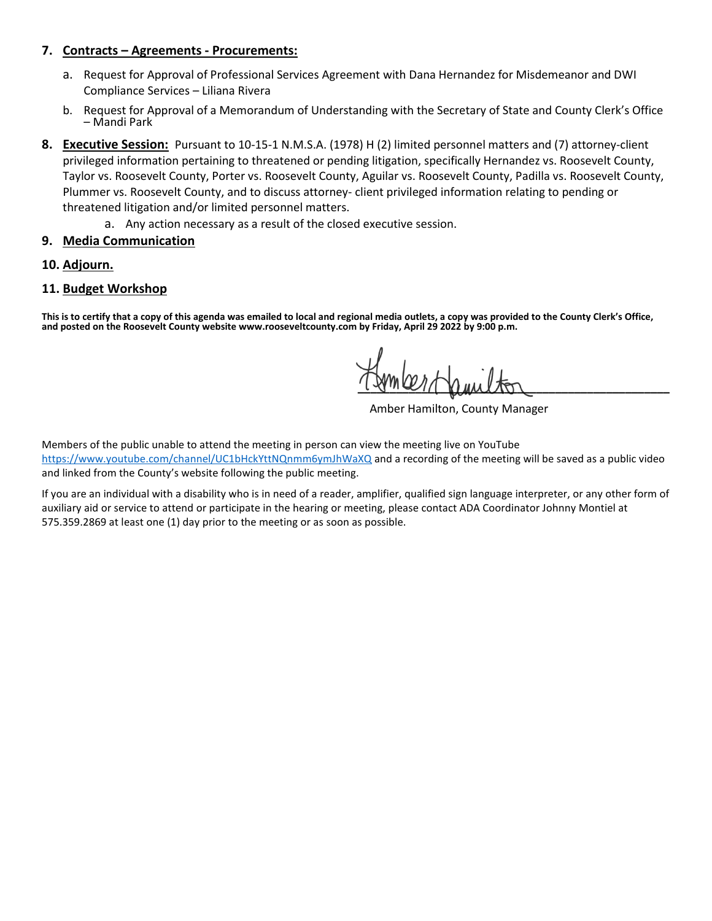7. **Contracts – Agreements - Procurements:**
   a. Request for Approval of Professional Services Agreement with Dana Hernandez for Misdemeanor and DWI Compliance Services – Liliana Rivera
   b. Request for Approval of a Memorandum of Understanding with the Secretary of State and County Clerk's Office – Mandi Park

8. **Executive Session:** Pursuant to 10-15-1 N.M.S.A. (1978) H (2) limited personnel matters and (7) attorney-client privileged information pertaining to threatened or pending litigation, specifically Hernandez vs. Roosevelt County, Taylor vs. Roosevelt County, Porter vs. Roosevelt County, Aguilar vs. Roosevelt County, Padilla vs. Roosevelt County, Plummer vs. Roosevelt County, and to discuss attorney- client privileged information relating to pending or threatened litigation and/or limited personnel matters.
   a. Any action necessary as a result of the closed executive session.

9. **Media Communication**

10. **Adjourn.**

11. **Budget Workshop**

**This is to certify that a copy of this agenda was emailed to local and regional media outlets, a copy was provided to the County Clerk's Office, and posted on the Roosevelt County website www.rooseveltcounty.com by Friday, April 29 2022 by 9:00 p.m.**

Amber Hamilton
Amber Hamilton, County Manager

Members of the public unable to attend the meeting in person can view the meeting live on YouTube https://www.youtube.com/channel/UC1bHckYttNQnmm6ymJhWaXQ and a recording of the meeting will be saved as a public video and linked from the County's website following the public meeting.

If you are an individual with a disability who is in need of a reader, amplifier, qualified sign language interpreter, or any other form of auxiliary aid or service to attend or participate in the hearing or meeting, please contact ADA Coordinator Johnny Montiel at 575.359.2869 at least one (1) day prior to the meeting or as soon as possible.